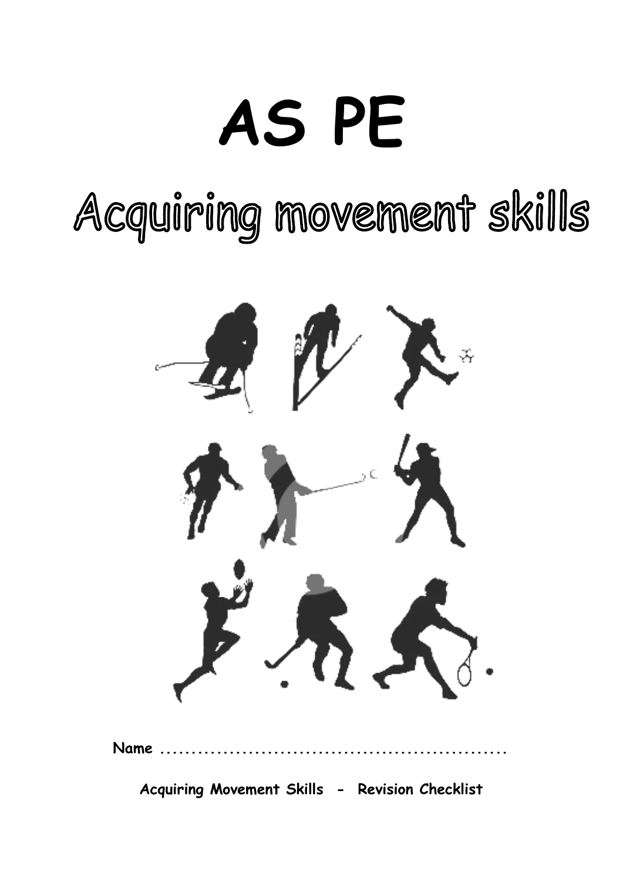# AS PE

## Acquiring movement skills

Name ......................................................

**Acquiring Movement Skills - Revision Checklist**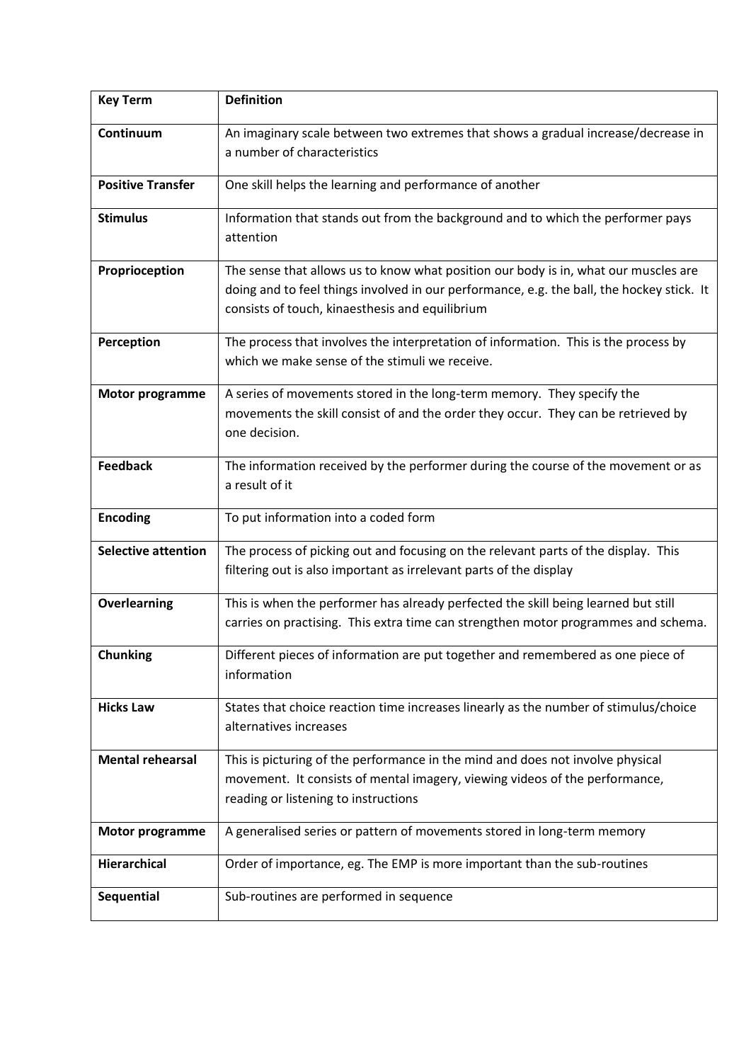| Key Term | Definition |
|---|---|
| **Continuum** | An imaginary scale between two extremes that shows a gradual increase/decrease in a number of characteristics |
| **Positive Transfer** | One skill helps the learning and performance of another |
| **Stimulus** | Information that stands out from the background and to which the performer pays attention |
| **Proprioception** | The sense that allows us to know what position our body is in, what our muscles are doing and to feel things involved in our performance, e.g. the ball, the hockey stick. It consists of touch, kinaesthesis and equilibrium |
| **Perception** | The process that involves the interpretation of information. This is the process by which we make sense of the stimuli we receive. |
| **Motor programme** | A series of movements stored in the long-term memory. They specify the movements the skill consist of and the order they occur. They can be retrieved by one decision. |
| **Feedback** | The information received by the performer during the course of the movement or as a result of it |
| **Encoding** | To put information into a coded form |
| **Selective attention** | The process of picking out and focusing on the relevant parts of the display. This filtering out is also important as irrelevant parts of the display |
| **Overlearning** | This is when the performer has already perfected the skill being learned but still carries on practising. This extra time can strengthen motor programmes and schema. |
| **Chunking** | Different pieces of information are put together and remembered as one piece of information |
| **Hicks Law** | States that choice reaction time increases linearly as the number of stimulus/choice alternatives increases |
| **Mental rehearsal** | This is picturing of the performance in the mind and does not involve physical movement. It consists of mental imagery, viewing videos of the performance, reading or listening to instructions |
| **Motor programme** | A generalised series or pattern of movements stored in long-term memory |
| **Hierarchical** | Order of importance, eg. The EMP is more important than the sub-routines |
| **Sequential** | Sub-routines are performed in sequence |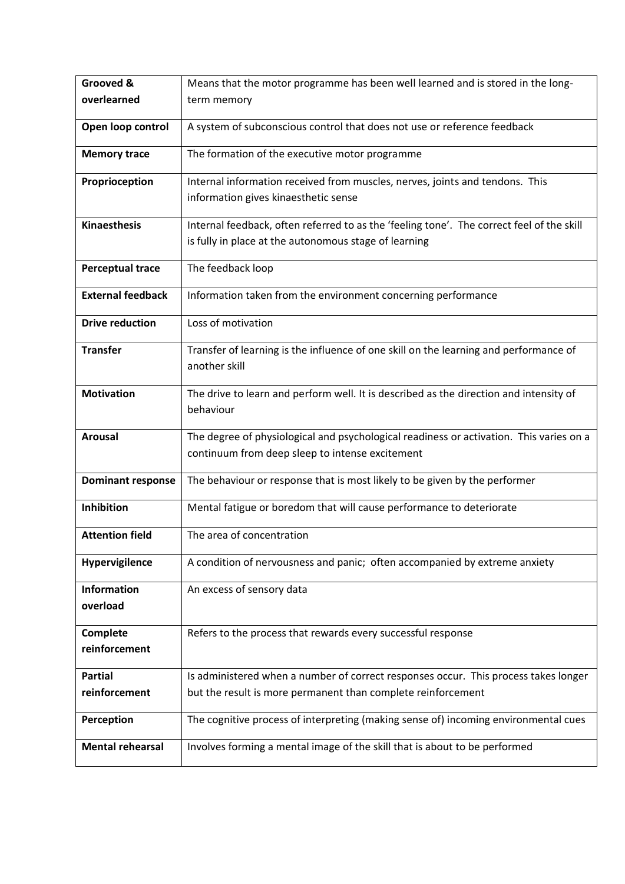| **Grooved & overlearned** | Means that the motor programme has been well learned and is stored in the long-term memory |
|---|---|
| **Open loop control** | A system of subconscious control that does not use or reference feedback |
| **Memory trace** | The formation of the executive motor programme |
| **Proprioception** | Internal information received from muscles, nerves, joints and tendons. This information gives kinaesthetic sense |
| **Kinaesthesis** | Internal feedback, often referred to as the 'feeling tone'. The correct feel of the skill is fully in place at the autonomous stage of learning |
| **Perceptual trace** | The feedback loop |
| **External feedback** | Information taken from the environment concerning performance |
| **Drive reduction** | Loss of motivation |
| **Transfer** | Transfer of learning is the influence of one skill on the learning and performance of another skill |
| **Motivation** | The drive to learn and perform well. It is described as the direction and intensity of behaviour |
| **Arousal** | The degree of physiological and psychological readiness or activation. This varies on a continuum from deep sleep to intense excitement |
| **Dominant response** | The behaviour or response that is most likely to be given by the performer |
| **Inhibition** | Mental fatigue or boredom that will cause performance to deteriorate |
| **Attention field** | The area of concentration |
| **Hypervigilence** | A condition of nervousness and panic; often accompanied by extreme anxiety |
| **Information overload** | An excess of sensory data |
| **Complete reinforcement** | Refers to the process that rewards every successful response |
| **Partial reinforcement** | Is administered when a number of correct responses occur. This process takes longer but the result is more permanent than complete reinforcement |
| **Perception** | The cognitive process of interpreting (making sense of) incoming environmental cues |
| **Mental rehearsal** | Involves forming a mental image of the skill that is about to be performed |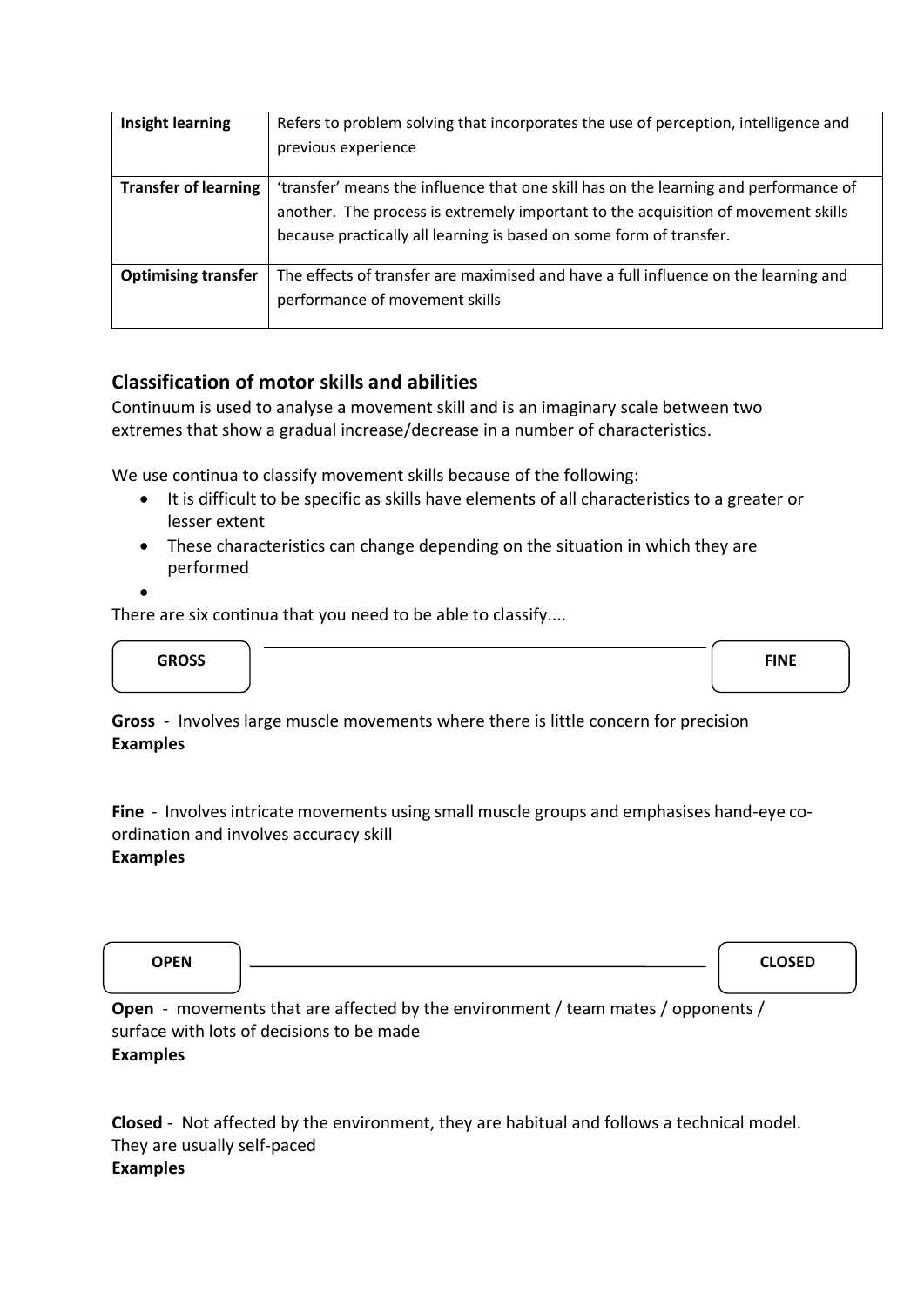| Insight learning | Refers to problem solving that incorporates the use of perception, intelligence and previous experience |
|---|---|
| **Transfer of learning** | 'transfer' means the influence that one skill has on the learning and performance of another. The process is extremely important to the acquisition of movement skills because practically all learning is based on some form of transfer. |
| **Optimising transfer** | The effects of transfer are maximised and have a full influence on the learning and performance of movement skills |

## Classification of motor skills and abilities

Continuum is used to analyse a movement skill and is an imaginary scale between two extremes that show a gradual increase/decrease in a number of characteristics.

We use continua to classify movement skills because of the following:

- It is difficult to be specific as skills have elements of all characteristics to a greater or lesser extent
- These characteristics can change depending on the situation in which they are performed

There are six continua that you need to be able to classify....

**GROSS** ———————————————— **FINE**

**Gross** - Involves large muscle movements where there is little concern for precision
**Examples**

**Fine** - Involves intricate movements using small muscle groups and emphasises hand-eye co-ordination and involves accuracy skill
**Examples**

**OPEN** ———————————————— **CLOSED**

**Open** - movements that are affected by the environment / team mates / opponents / surface with lots of decisions to be made
**Examples**

**Closed** - Not affected by the environment, they are habitual and follows a technical model. They are usually self-paced
**Examples**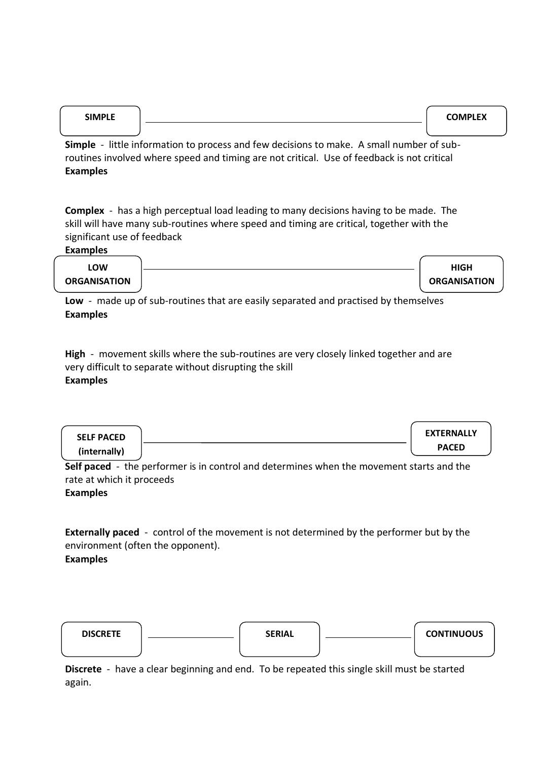**SIMPLE** ———————————————— **COMPLEX**

**Simple** - little information to process and few decisions to make. A small number of sub-routines involved where speed and timing are not critical. Use of feedback is not critical
**Examples**

**Complex** - has a high perceptual load leading to many decisions having to be made. The skill will have many sub-routines where speed and timing are critical, together with the significant use of feedback
**Examples**

**LOW ORGANISATION** ———————————————— **HIGH ORGANISATION**

**Low** - made up of sub-routines that are easily separated and practised by themselves
**Examples**

**High** - movement skills where the sub-routines are very closely linked together and are very difficult to separate without disrupting the skill
**Examples**

**SELF PACED (internally)** ———————————————— **EXTERNALLY PACED**

**Self paced** - the performer is in control and determines when the movement starts and the rate at which it proceeds
**Examples**

**Externally paced** - control of the movement is not determined by the performer but by the environment (often the opponent).
**Examples**

**DISCRETE** ———————— **SERIAL** ———————— **CONTINUOUS**

**Discrete** - have a clear beginning and end. To be repeated this single skill must be started again.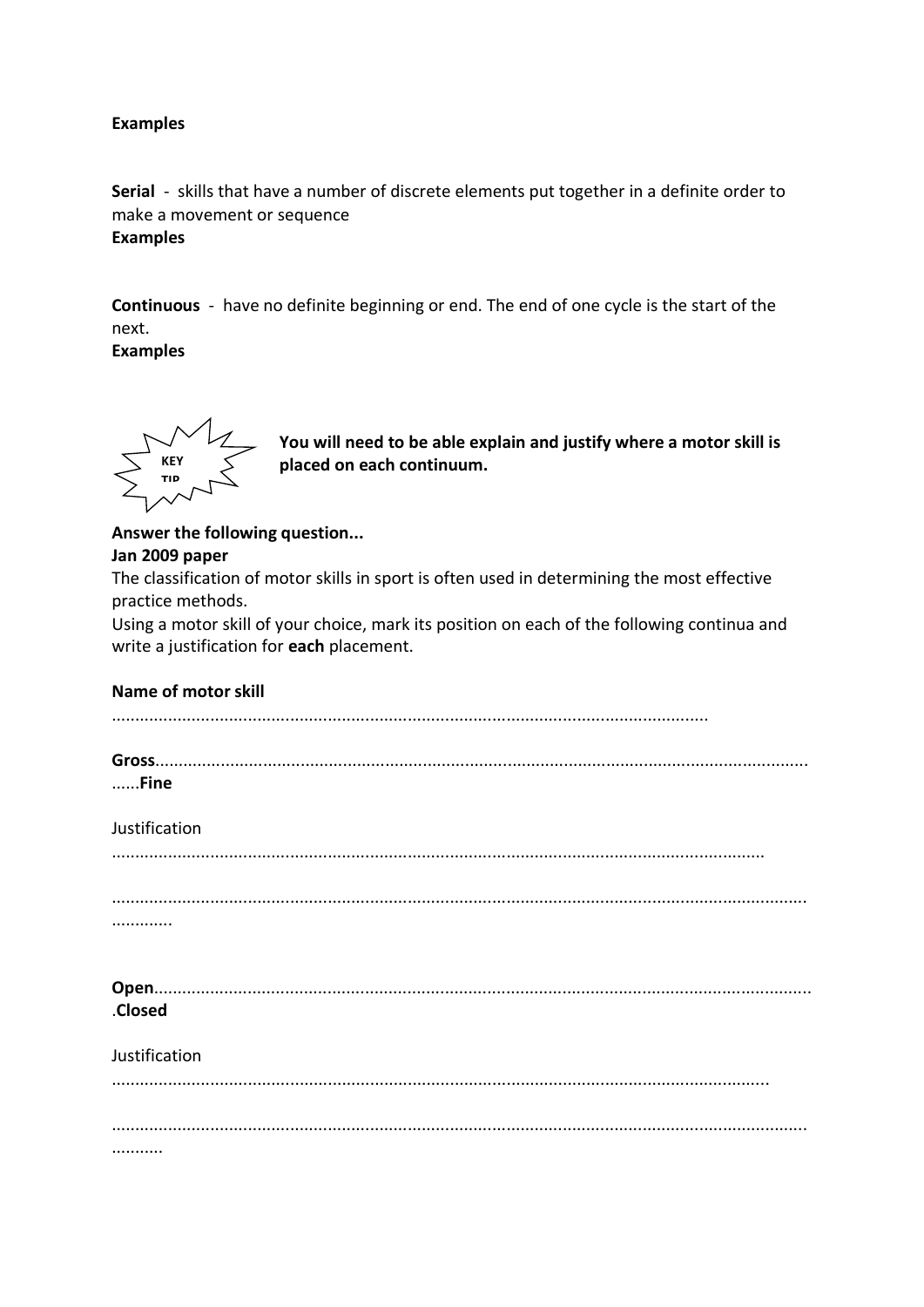**Examples**

**Serial** - skills that have a number of discrete elements put together in a definite order to make a movement or sequence
**Examples**

**Continuous** - have no definite beginning or end. The end of one cycle is the start of the next.
**Examples**

KEY TIP

**You will need to be able explain and justify where a motor skill is placed on each continuum.**

**Answer the following question...**
**Jan 2009 paper**
The classification of motor skills in sport is often used in determining the most effective practice methods.
Using a motor skill of your choice, mark its position on each of the following continua and write a justification for **each** placement.

**Name of motor skill**

.............................................................................................................................

**Gross**.................................................................................................................................**Fine**

Justification
.................................................................................................................................

.................................................................................................................................

**Open**.................................................................................................................................**Closed**

Justification
.................................................................................................................................

.................................................................................................................................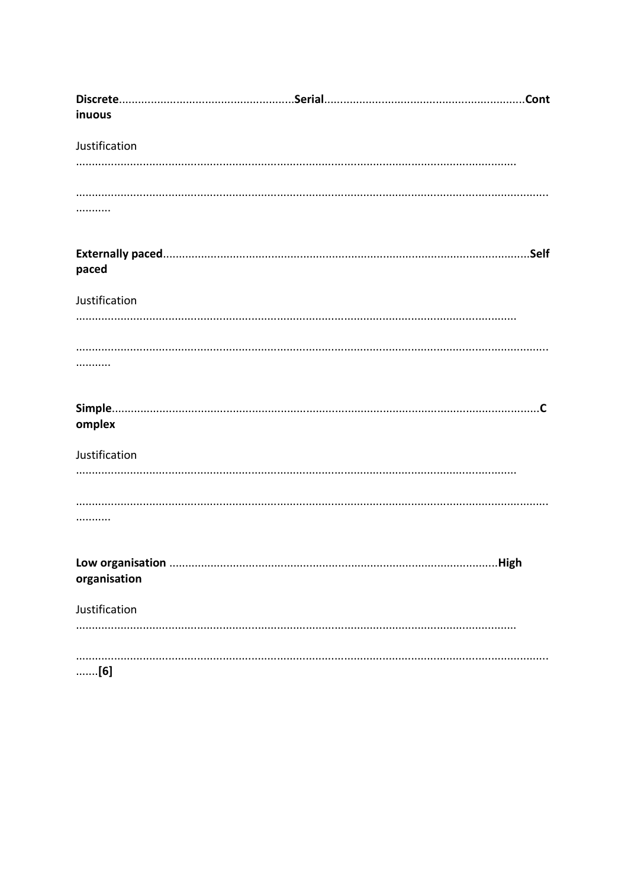**Discrete**.......................................................**Serial**..............................................................**Continuous**

Justification

.........................................................................................................................................

.........................................................................................................................................
...........

**Externally paced**..................................................................................................................**Self paced**

Justification

.........................................................................................................................................

.........................................................................................................................................
...........

**Simple**.....................................................................................................................................**Complex**

Justification

.........................................................................................................................................

.........................................................................................................................................
...........

**Low organisation** .....................................................................................................**High organisation**

Justification

.........................................................................................................................................

.........................................................................................................................................
.......**[6]**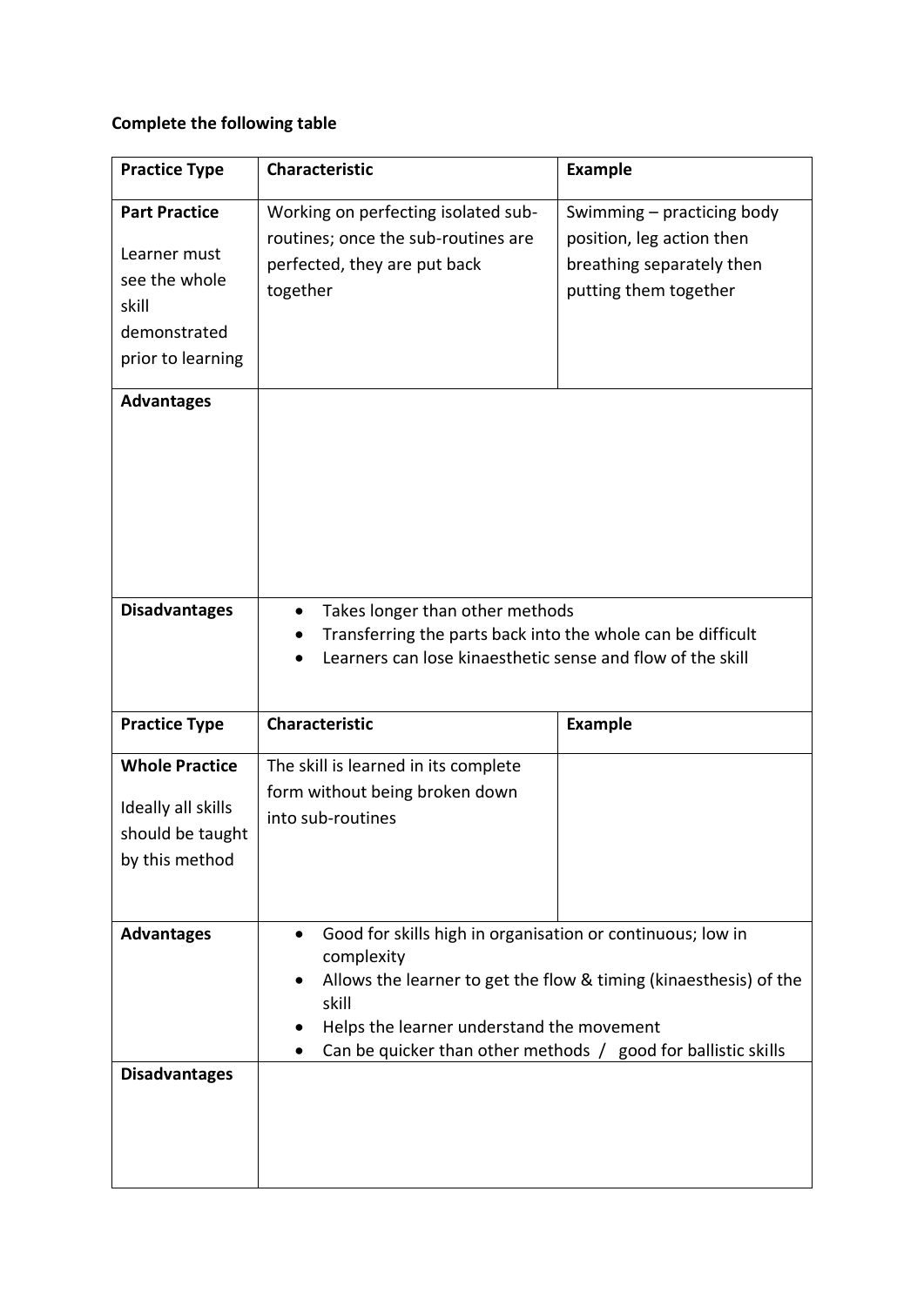**Complete the following table**

| Practice Type | Characteristic | Example |
|---|---|---|
| **Part Practice**<br>Learner must see the whole skill demonstrated prior to learning | Working on perfecting isolated sub-routines; once the sub-routines are perfected, they are put back together | Swimming – practicing body position, leg action then breathing separately then putting them together |
| **Advantages** | | |
| **Disadvantages** | • Takes longer than other methods<br>• Transferring the parts back into the whole can be difficult<br>• Learners can lose kinaesthetic sense and flow of the skill | |
| **Practice Type** | **Characteristic** | **Example** |
| **Whole Practice**<br>Ideally all skills should be taught by this method | The skill is learned in its complete form without being broken down into sub-routines | |
| **Advantages** | • Good for skills high in organisation or continuous; low in complexity<br>• Allows the learner to get the flow & timing (kinaesthesis) of the skill<br>• Helps the learner understand the movement<br>• Can be quicker than other methods / good for ballistic skills | |
| **Disadvantages** | | |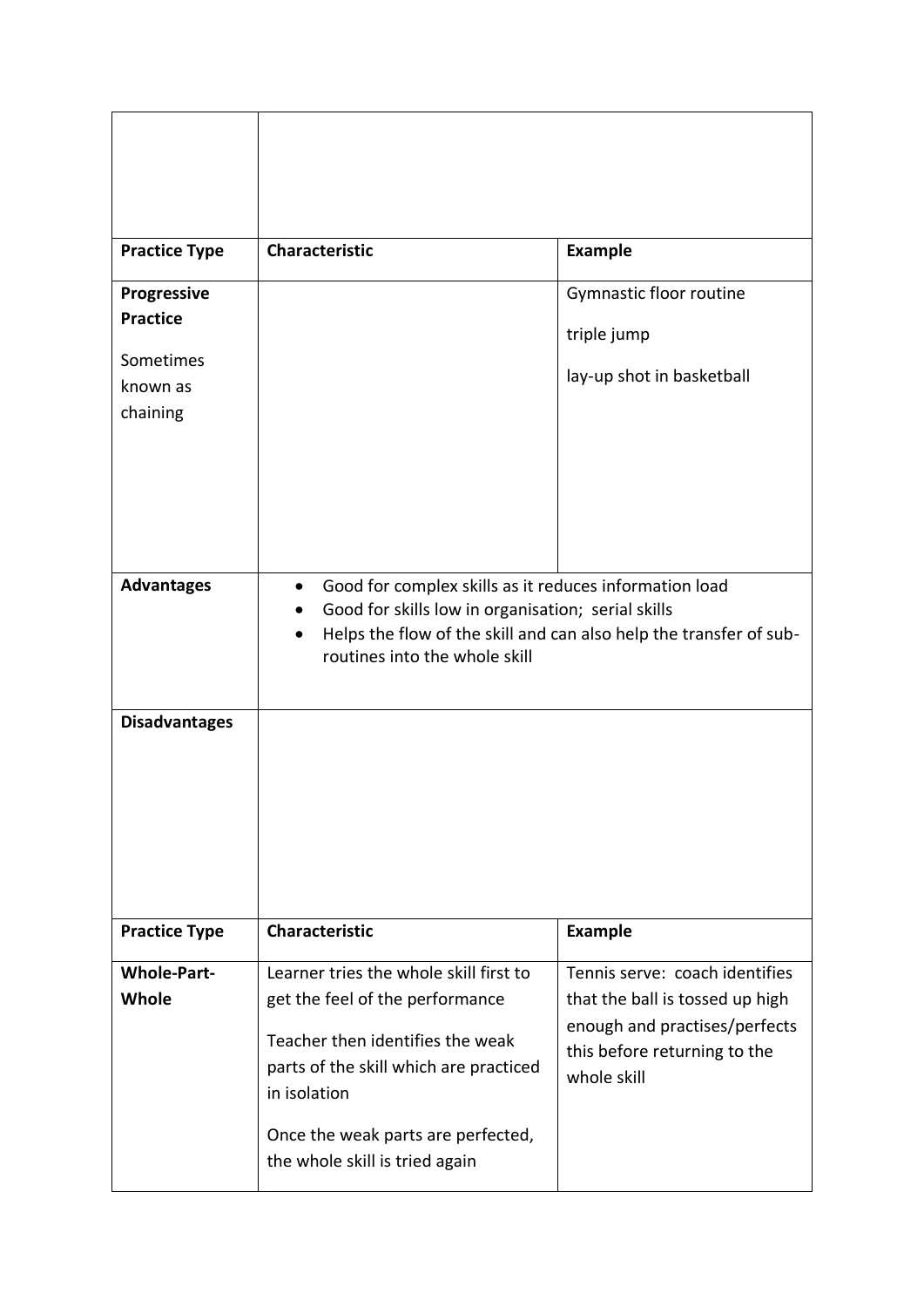| | | |
|---|---|---|
| | | |
| **Practice Type** | **Characteristic** | **Example** |
| **Progressive Practice**<br><br>Sometimes known as chaining | | Gymnastic floor routine<br><br>triple jump<br><br>lay-up shot in basketball |
| **Advantages** | • Good for complex skills as it reduces information load<br>• Good for skills low in organisation; serial skills<br>• Helps the flow of the skill and can also help the transfer of sub-routines into the whole skill | |
| **Disadvantages** | | |

| **Practice Type** | **Characteristic** | **Example** |
|---|---|---|
| **Whole-Part-Whole** | Learner tries the whole skill first to get the feel of the performance<br><br>Teacher then identifies the weak parts of the skill which are practiced in isolation<br><br>Once the weak parts are perfected, the whole skill is tried again | Tennis serve: coach identifies that the ball is tossed up high enough and practises/perfects this before returning to the whole skill |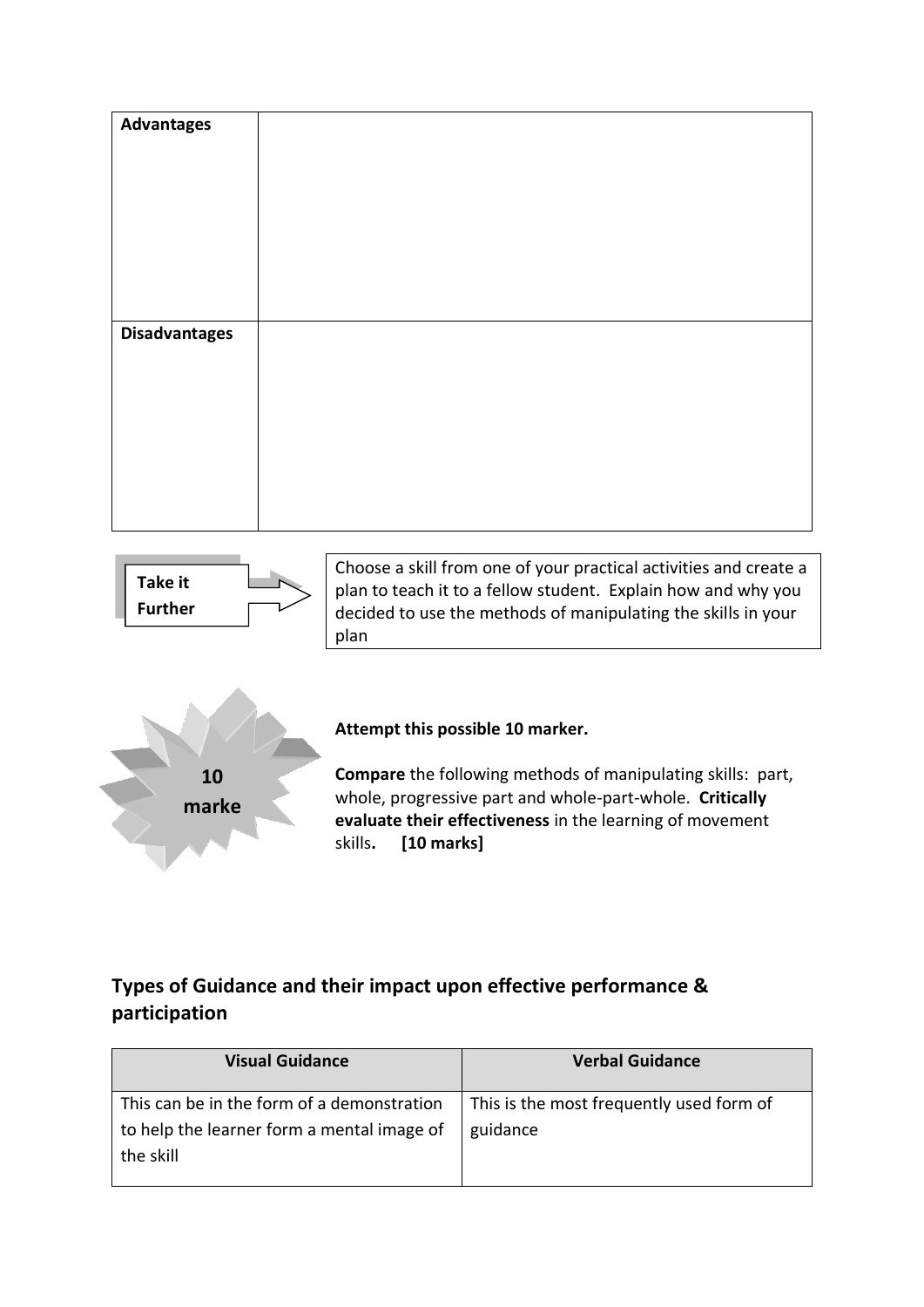| Advantages | |
|---|---|
| Disadvantages | |

**Take it Further**

Choose a skill from one of your practical activities and create a plan to teach it to a fellow student. Explain how and why you decided to use the methods of manipulating the skills in your plan

**10 marke**

**Attempt this possible 10 marker.**

**Compare** the following methods of manipulating skills: part, whole, progressive part and whole-part-whole. **Critically evaluate their effectiveness** in the learning of movement skills**. [10 marks]**

## Types of Guidance and their impact upon effective performance & participation

| Visual Guidance | Verbal Guidance |
|---|---|
| This can be in the form of a demonstration to help the learner form a mental image of the skill | This is the most frequently used form of guidance |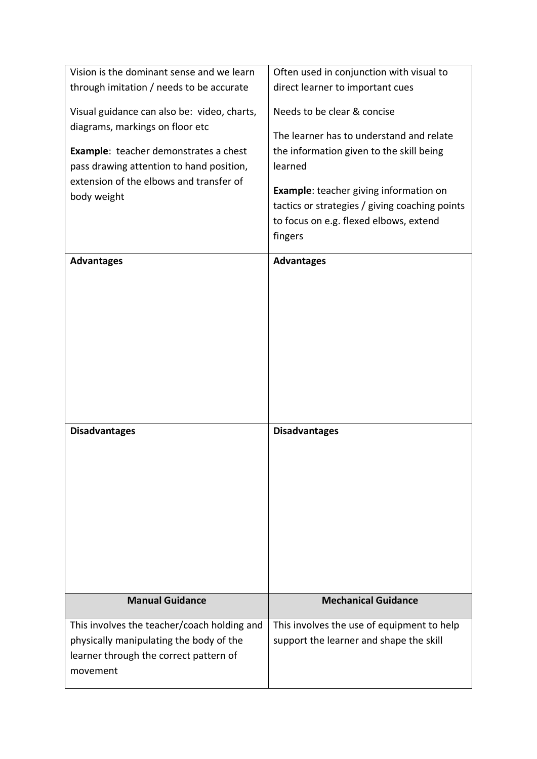| | |
|---|---|
| Vision is the dominant sense and we learn through imitation / needs to be accurate<br><br>Visual guidance can also be: video, charts, diagrams, markings on floor etc<br><br>**Example**: teacher demonstrates a chest pass drawing attention to hand position, extension of the elbows and transfer of body weight | Often used in conjunction with visual to direct learner to important cues<br><br>Needs to be clear & concise<br><br>The learner has to understand and relate the information given to the skill being learned<br><br>**Example**: teacher giving information on tactics or strategies / giving coaching points to focus on e.g. flexed elbows, extend fingers |
| **Advantages** | **Advantages** |
| **Disadvantages** | **Disadvantages** |
| **Manual Guidance** | **Mechanical Guidance** |
| This involves the teacher/coach holding and physically manipulating the body of the learner through the correct pattern of movement | This involves the use of equipment to help support the learner and shape the skill |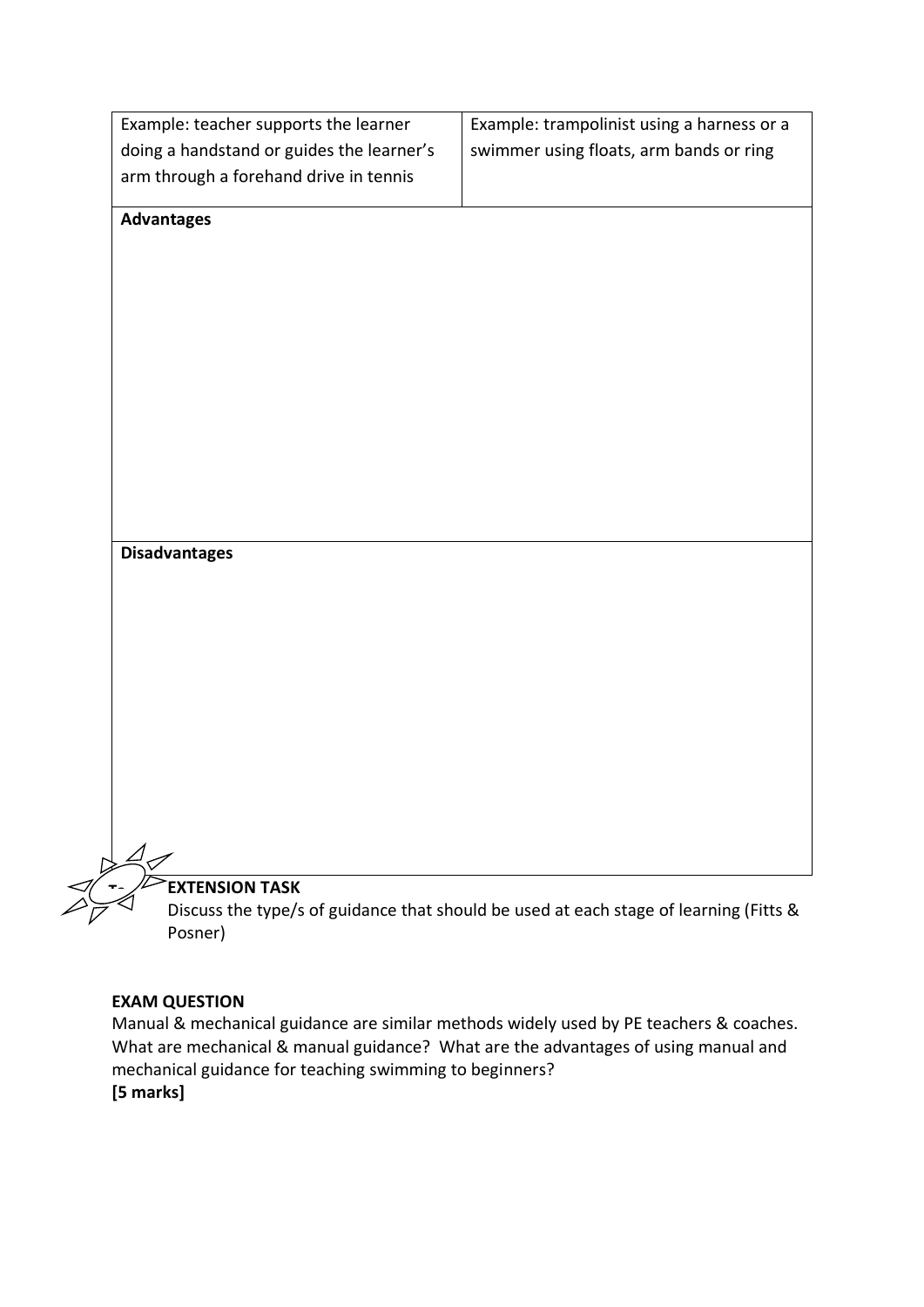| | |
|---|---|
| Example: teacher supports the learner doing a handstand or guides the learner's arm through a forehand drive in tennis | Example: trampolinist using a harness or a swimmer using floats, arm bands or ring |
| **Advantages** | |
| **Disadvantages** | |

**EXTENSION TASK**

Discuss the type/s of guidance that should be used at each stage of learning (Fitts & Posner)

**EXAM QUESTION**

Manual & mechanical guidance are similar methods widely used by PE teachers & coaches. What are mechanical & manual guidance? What are the advantages of using manual and mechanical guidance for teaching swimming to beginners?

**[5 marks]**